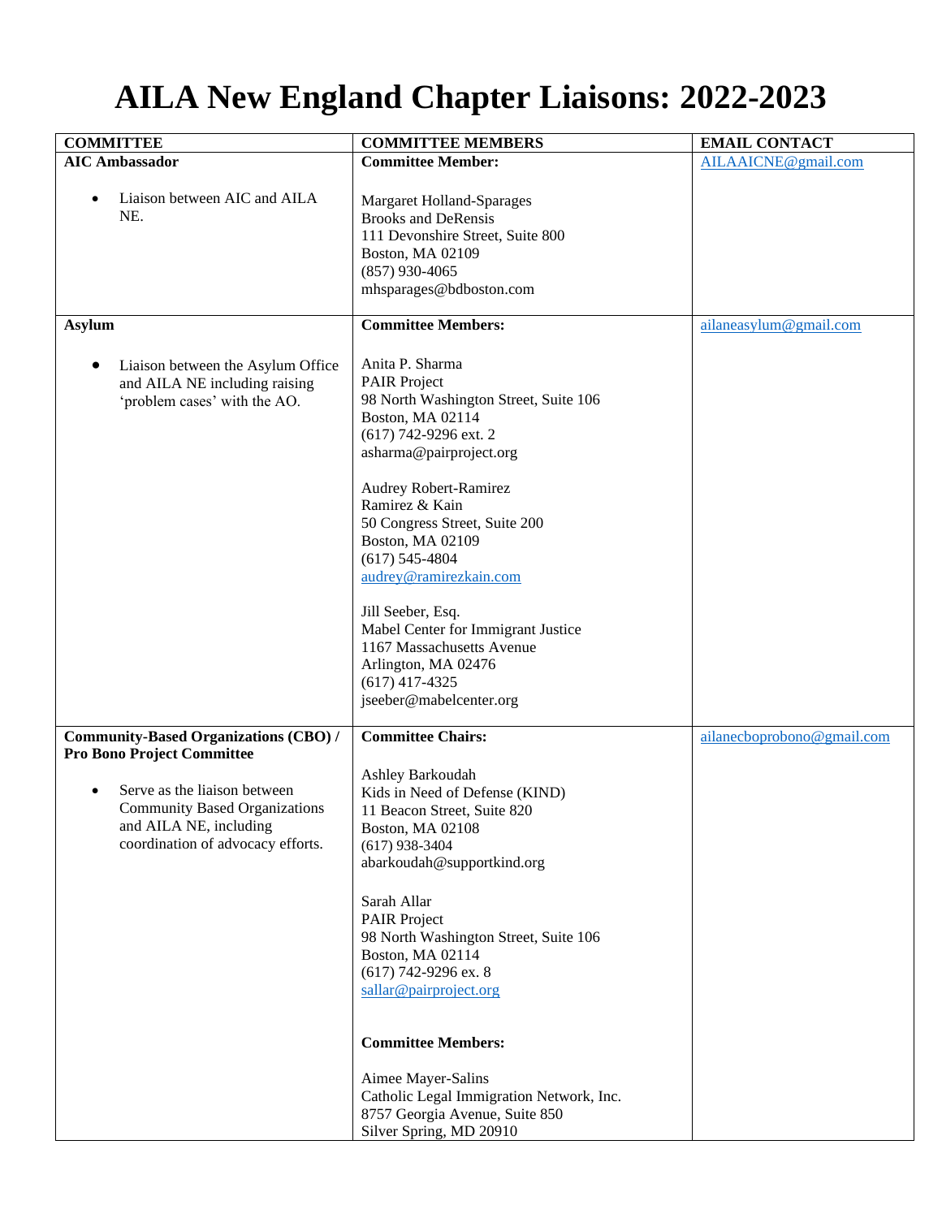# AILA New England Chapter Liaisons: 2022-2023

| COMMITTEE | COMMITTEE MEMBERS | EMAIL CONTACT |
|---|---|---|
| **AIC Ambassador**<br><br>• Liaison between AIC and AILA NE. | **Committee Member:**<br><br>Margaret Holland-Sparages<br>Brooks and DeRensis<br>111 Devonshire Street, Suite 800<br>Boston, MA 02109<br>(857) 930-4065<br>mhsparages@bdboston.com | AILAAICNE@gmail.com |
| **Asylum**<br><br>• Liaison between the Asylum Office and AILA NE including raising 'problem cases' with the AO. | **Committee Members:**<br><br>Anita P. Sharma<br>PAIR Project<br>98 North Washington Street, Suite 106<br>Boston, MA 02114<br>(617) 742-9296 ext. 2<br>asharma@pairproject.org<br><br>Audrey Robert-Ramirez<br>Ramirez & Kain<br>50 Congress Street, Suite 200<br>Boston, MA 02109<br>(617) 545-4804<br>audrey@ramirezkain.com<br><br>Jill Seeber, Esq.<br>Mabel Center for Immigrant Justice<br>1167 Massachusetts Avenue<br>Arlington, MA 02476<br>(617) 417-4325<br>jseeber@mabelcenter.org | ailaneasylum@gmail.com |
| **Community-Based Organizations (CBO) / Pro Bono Project Committee**<br><br>• Serve as the liaison between Community Based Organizations and AILA NE, including coordination of advocacy efforts. | **Committee Chairs:**<br><br>Ashley Barkoudah<br>Kids in Need of Defense (KIND)<br>11 Beacon Street, Suite 820<br>Boston, MA 02108<br>(617) 938-3404<br>abarkoudah@supportkind.org<br><br>Sarah Allar<br>PAIR Project<br>98 North Washington Street, Suite 106<br>Boston, MA 02114<br>(617) 742-9296 ex. 8<br>sallar@pairproject.org<br><br>**Committee Members:**<br><br>Aimee Mayer-Salins<br>Catholic Legal Immigration Network, Inc.<br>8757 Georgia Avenue, Suite 850<br>Silver Spring, MD 20910 | ailanecboprobono@gmail.com |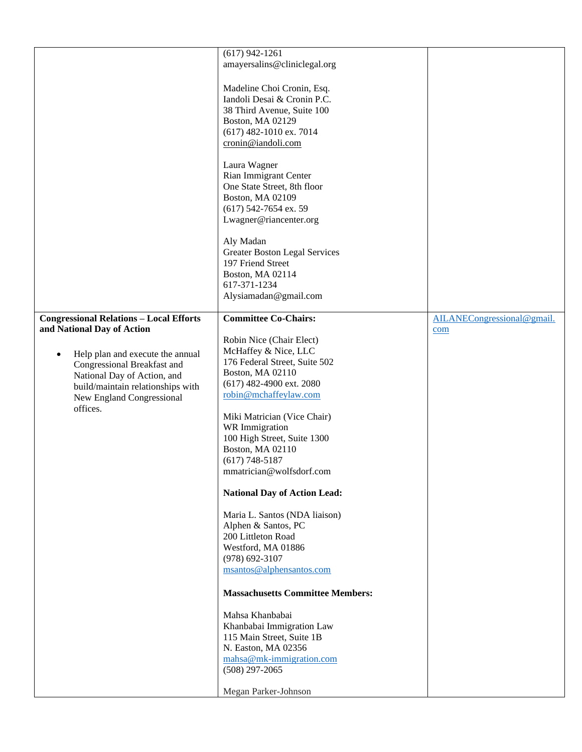| | | |
|---|---|---|
| | (617) 942-1261<br>amayersalins@cliniclegal.org<br><br>Madeline Choi Cronin, Esq.<br>Iandoli Desai & Cronin P.C.<br>38 Third Avenue, Suite 100<br>Boston, MA 02129<br>(617) 482-1010 ex. 7014<br>cronin@iandoli.com<br><br>Laura Wagner<br>Rian Immigrant Center<br>One State Street, 8th floor<br>Boston, MA 02109<br>(617) 542-7654 ex. 59<br>Lwagner@riancenter.org<br><br>Aly Madan<br>Greater Boston Legal Services<br>197 Friend Street<br>Boston, MA 02114<br>617-371-1234<br>Alysiamadan@gmail.com | |
| **Congressional Relations – Local Efforts and National Day of Action**<br><br>• Help plan and execute the annual Congressional Breakfast and National Day of Action, and build/maintain relationships with New England Congressional offices. | **Committee Co-Chairs:**<br><br>Robin Nice (Chair Elect)<br>McHaffey & Nice, LLC<br>176 Federal Street, Suite 502<br>Boston, MA 02110<br>(617) 482-4900 ext. 2080<br>robin@mchaffeylaw.com<br><br>Miki Matrician (Vice Chair)<br>WR Immigration<br>100 High Street, Suite 1300<br>Boston, MA 02110<br>(617) 748-5187<br>mmatrician@wolfsdorf.com<br><br>**National Day of Action Lead:**<br><br>Maria L. Santos (NDA liaison)<br>Alphen & Santos, PC<br>200 Littleton Road<br>Westford, MA 01886<br>(978) 692-3107<br>msantos@alphensantos.com<br><br>**Massachusetts Committee Members:**<br><br>Mahsa Khanbabai<br>Khanbabai Immigration Law<br>115 Main Street, Suite 1B<br>N. Easton, MA 02356<br>mahsa@mk-immigration.com<br>(508) 297-2065<br><br>Megan Parker-Johnson | AILANECongressional@gmail.com |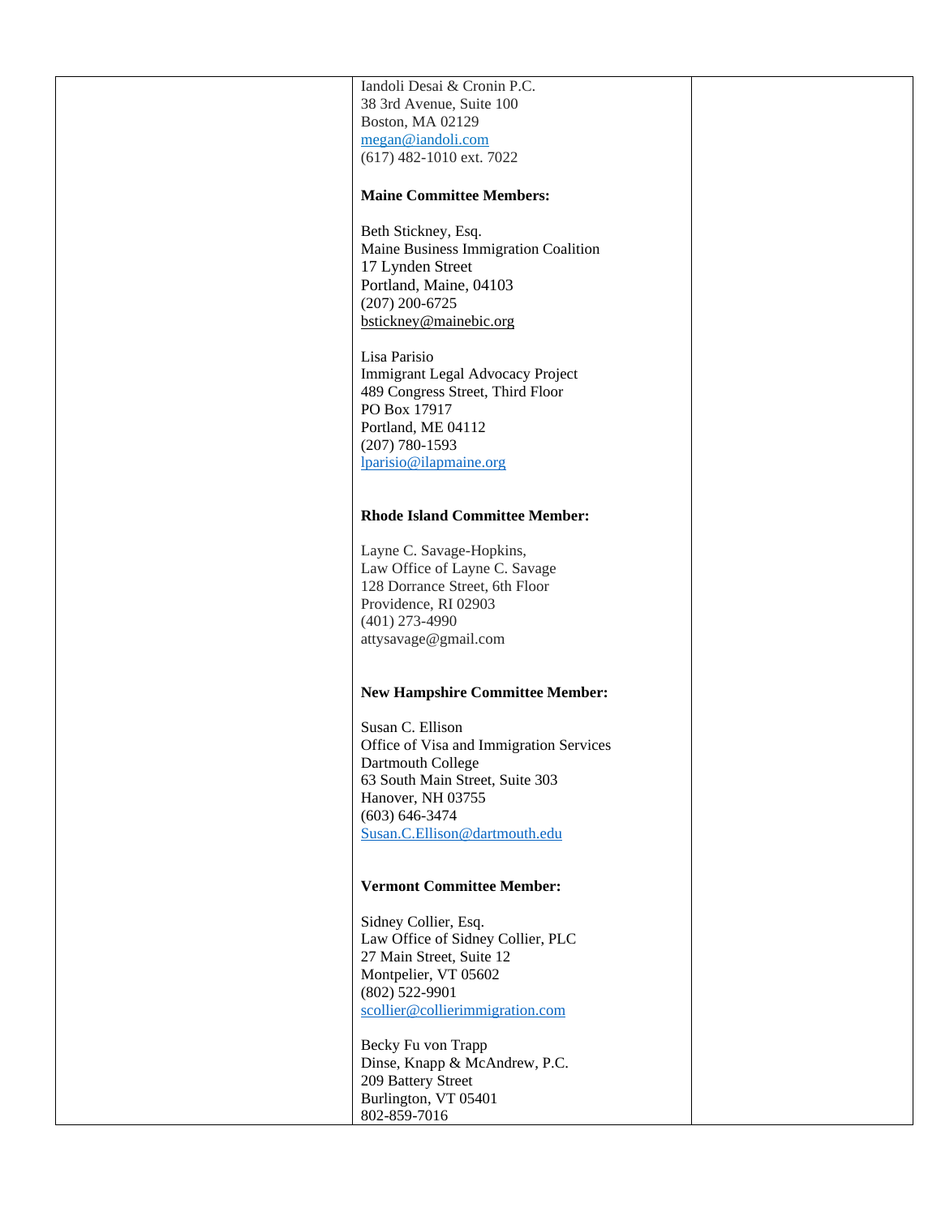| | Iandoli Desai & Cronin P.C.<br>38 3rd Avenue, Suite 100<br>Boston, MA 02129<br>megan@iandoli.com<br>(617) 482-1010 ext. 7022<br><br>**Maine Committee Members:**<br><br>Beth Stickney, Esq.<br>Maine Business Immigration Coalition<br>17 Lynden Street<br>Portland, Maine, 04103<br>(207) 200-6725<br>bstickney@mainebic.org<br><br>Lisa Parisio<br>Immigrant Legal Advocacy Project<br>489 Congress Street, Third Floor<br>PO Box 17917<br>Portland, ME 04112<br>(207) 780-1593<br>lparisio@ilapmaine.org<br><br>**Rhode Island Committee Member:**<br><br>Layne C. Savage-Hopkins,<br>Law Office of Layne C. Savage<br>128 Dorrance Street, 6th Floor<br>Providence, RI 02903<br>(401) 273-4990<br>attysavage@gmail.com<br><br>**New Hampshire Committee Member:**<br><br>Susan C. Ellison<br>Office of Visa and Immigration Services<br>Dartmouth College<br>63 South Main Street, Suite 303<br>Hanover, NH 03755<br>(603) 646-3474<br>Susan.C.Ellison@dartmouth.edu<br><br>**Vermont Committee Member:**<br><br>Sidney Collier, Esq.<br>Law Office of Sidney Collier, PLC<br>27 Main Street, Suite 12<br>Montpelier, VT 05602<br>(802) 522-9901<br>scollier@collierimmigration.com<br><br>Becky Fu von Trapp<br>Dinse, Knapp & McAndrew, P.C.<br>209 Battery Street<br>Burlington, VT 05401<br>802-859-7016 | |
|---|---|---|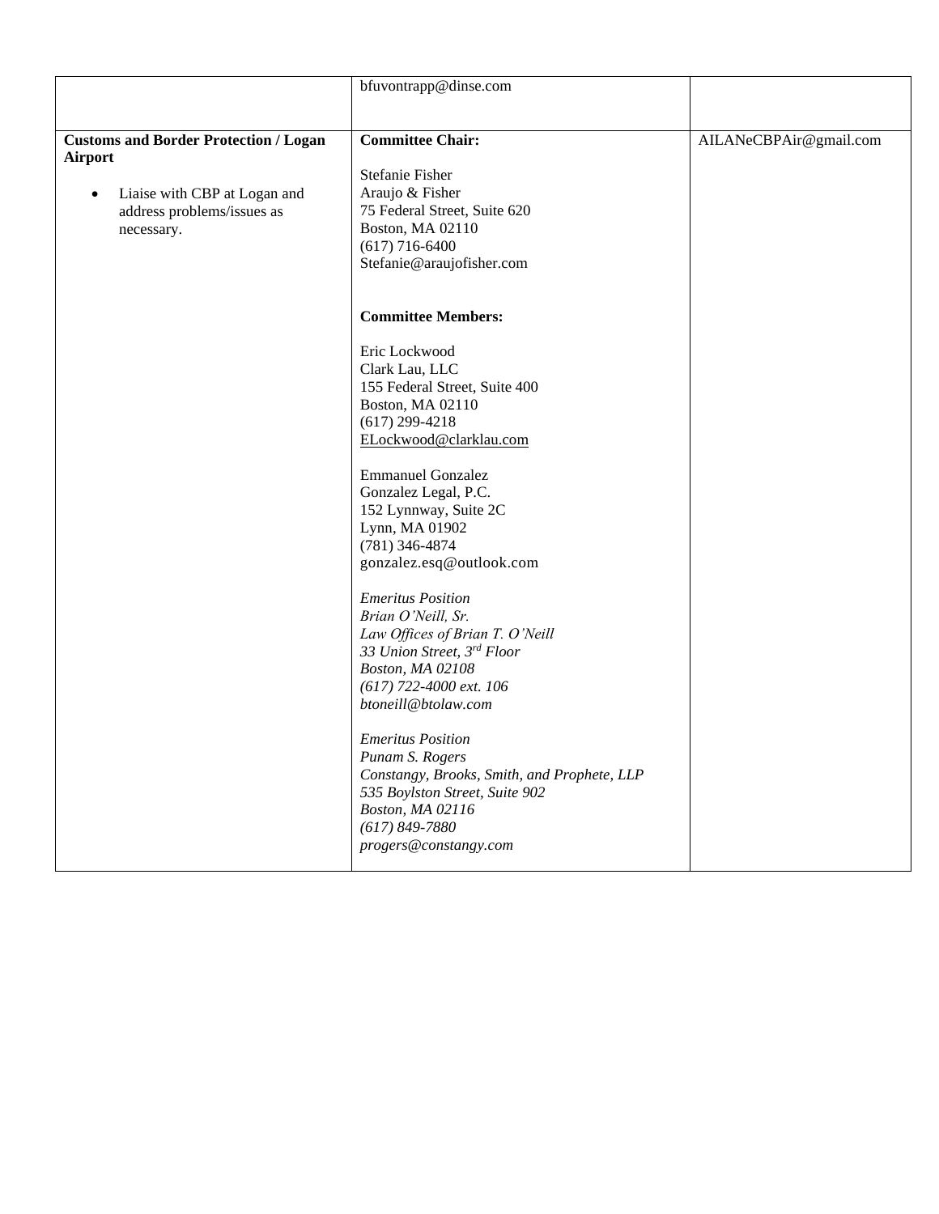| | | |
|---|---|---|
| | bfuvontrapp@dinse.com | |
| **Customs and Border Protection / Logan Airport**<br><br>• Liaise with CBP at Logan and address problems/issues as necessary. | **Committee Chair:**<br><br>Stefanie Fisher<br>Araujo & Fisher<br>75 Federal Street, Suite 620<br>Boston, MA 02110<br>(617) 716-6400<br>Stefanie@araujofisher.com<br><br>**Committee Members:**<br><br>Eric Lockwood<br>Clark Lau, LLC<br>155 Federal Street, Suite 400<br>Boston, MA 02110<br>(617) 299-4218<br>ELockwood@clarklau.com<br><br>Emmanuel Gonzalez<br>Gonzalez Legal, P.C.<br>152 Lynnway, Suite 2C<br>Lynn, MA 01902<br>(781) 346-4874<br>gonzalez.esq@outlook.com<br><br>*Emeritus Position*<br>*Brian O'Neill, Sr.*<br>*Law Offices of Brian T. O'Neill*<br>*33 Union Street, 3rd Floor*<br>*Boston, MA 02108*<br>*(617) 722-4000 ext. 106*<br>*btoneill@btolaw.com*<br><br>*Emeritus Position*<br>*Punam S. Rogers*<br>*Constangy, Brooks, Smith, and Prophete, LLP*<br>*535 Boylston Street, Suite 902*<br>*Boston, MA 02116*<br>*(617) 849-7880*<br>*progers@constangy.com* | AILANeCBPAir@gmail.com |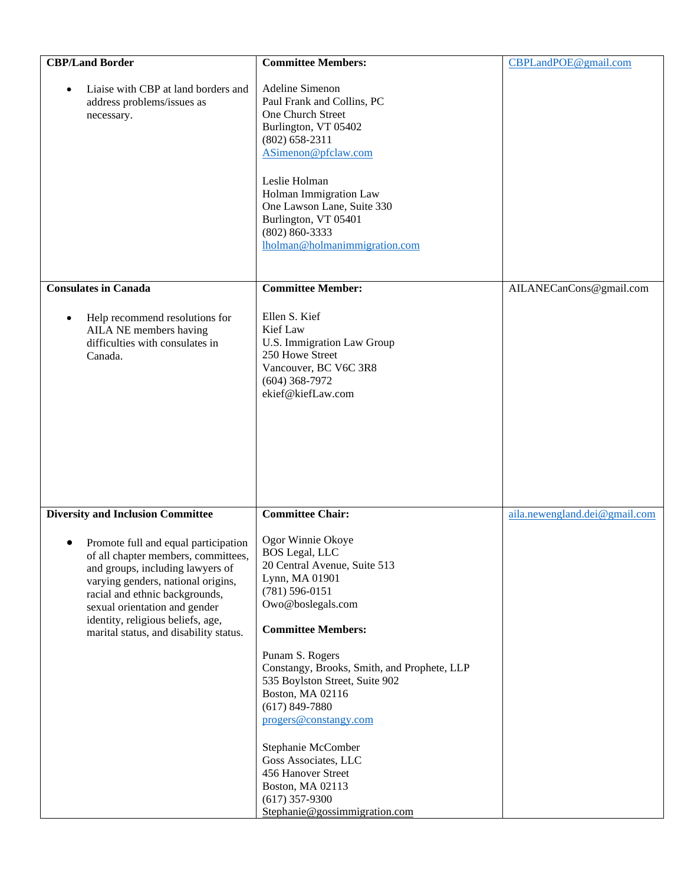| | | |
|---|---|---|
| **CBP/Land Border**<br><br>• Liaise with CBP at land borders and address problems/issues as necessary. | **Committee Members:**<br><br>Adeline Simenon<br>Paul Frank and Collins, PC<br>One Church Street<br>Burlington, VT 05402<br>(802) 658-2311<br>ASimenon@pfclaw.com<br><br>Leslie Holman<br>Holman Immigration Law<br>One Lawson Lane, Suite 330<br>Burlington, VT 05401<br>(802) 860-3333<br>lholman@holmanimmigration.com | CBPLandPOE@gmail.com |
| **Consulates in Canada**<br><br>• Help recommend resolutions for AILA NE members having difficulties with consulates in Canada. | **Committee Member:**<br><br>Ellen S. Kief<br>Kief Law<br>U.S. Immigration Law Group<br>250 Howe Street<br>Vancouver, BC V6C 3R8<br>(604) 368-7972<br>ekief@kiefLaw.com | AILANECanCons@gmail.com |
| **Diversity and Inclusion Committee**<br><br>• Promote full and equal participation of all chapter members, committees, and groups, including lawyers of varying genders, national origins, racial and ethnic backgrounds, sexual orientation and gender identity, religious beliefs, age, marital status, and disability status. | **Committee Chair:**<br><br>Ogor Winnie Okoye<br>BOS Legal, LLC<br>20 Central Avenue, Suite 513<br>Lynn, MA 01901<br>(781) 596-0151<br>Owo@boslegals.com<br><br>**Committee Members:**<br><br>Punam S. Rogers<br>Constangy, Brooks, Smith, and Prophete, LLP<br>535 Boylston Street, Suite 902<br>Boston, MA 02116<br>(617) 849-7880<br>progers@constangy.com<br><br>Stephanie McComber<br>Goss Associates, LLC<br>456 Hanover Street<br>Boston, MA 02113<br>(617) 357-9300<br>Stephanie@gossimmigration.com | aila.newengland.dei@gmail.com |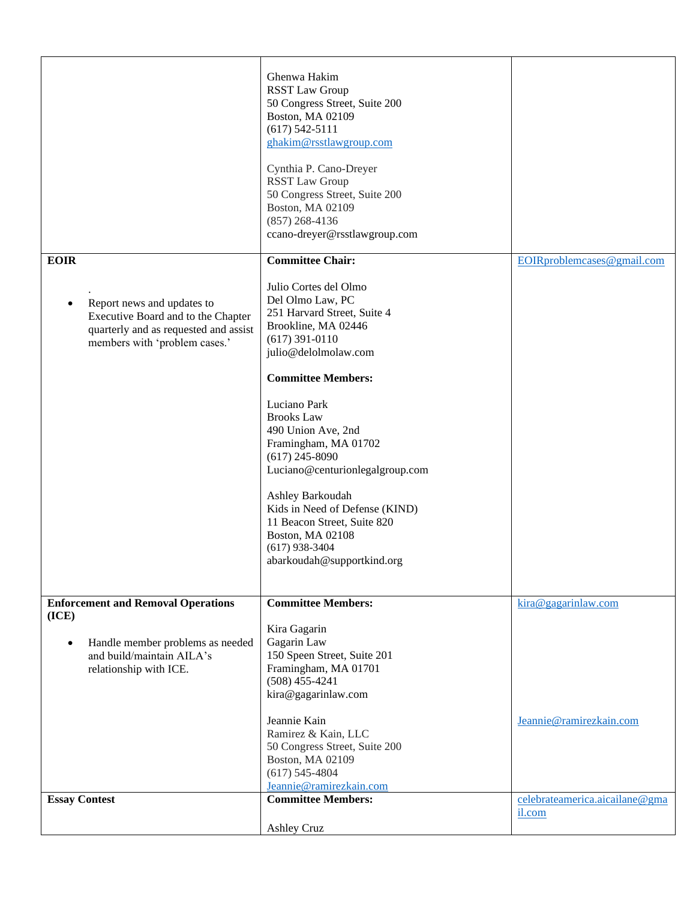| | | |
|---|---|---|
| | Ghenwa Hakim<br>RSST Law Group<br>50 Congress Street, Suite 200<br>Boston, MA 02109<br>(617) 542-5111<br>ghakim@rsstlawgroup.com<br><br>Cynthia P. Cano-Dreyer<br>RSST Law Group<br>50 Congress Street, Suite 200<br>Boston, MA 02109<br>(857) 268-4136<br>ccano-dreyer@rsstlawgroup.com | |
| **EOIR**<br><br>.<br>• Report news and updates to Executive Board and to the Chapter quarterly and as requested and assist members with 'problem cases.' | **Committee Chair:**<br><br>Julio Cortes del Olmo<br>Del Olmo Law, PC<br>251 Harvard Street, Suite 4<br>Brookline, MA 02446<br>(617) 391-0110<br>julio@delolmolaw.com<br><br>**Committee Members:**<br><br>Luciano Park<br>Brooks Law<br>490 Union Ave, 2nd<br>Framingham, MA 01702<br>(617) 245-8090<br>Luciano@centurionlegalgroup.com<br><br>Ashley Barkoudah<br>Kids in Need of Defense (KIND)<br>11 Beacon Street, Suite 820<br>Boston, MA 02108<br>(617) 938-3404<br>abarkoudah@supportkind.org | EOIRproblemcases@gmail.com |
| **Enforcement and Removal Operations (ICE)**<br><br>• Handle member problems as needed and build/maintain AILA's relationship with ICE. | **Committee Members:**<br><br>Kira Gagarin<br>Gagarin Law<br>150 Speen Street, Suite 201<br>Framingham, MA 01701<br>(508) 455-4241<br>kira@gagarinlaw.com<br><br>Jeannie Kain<br>Ramirez & Kain, LLC<br>50 Congress Street, Suite 200<br>Boston, MA 02109<br>(617) 545-4804<br>Jeannie@ramirezkain.com | kira@gagarinlaw.com<br><br>Jeannie@ramirezkain.com |
| **Essay Contest** | **Committee Members:**<br><br>Ashley Cruz | celebrateamerica.aicailane@gmail.com |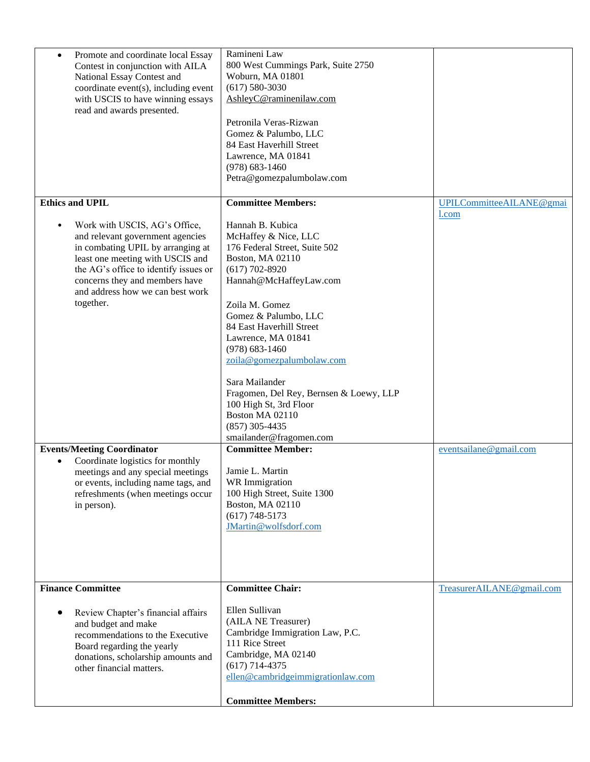| | | |
|---|---|---|
| • Promote and coordinate local Essay Contest in conjunction with AILA National Essay Contest and coordinate event(s), including event with USCIS to have winning essays read and awards presented. | Ramineni Law<br>800 West Cummings Park, Suite 2750<br>Woburn, MA 01801<br>(617) 580-3030<br>AshleyC@raminenilaw.com<br><br>Petronila Veras-Rizwan<br>Gomez & Palumbo, LLC<br>84 East Haverhill Street<br>Lawrence, MA 01841<br>(978) 683-1460<br>Petra@gomezpalumbolaw.com | |
| **Ethics and UPIL**<br><br>• Work with USCIS, AG's Office, and relevant government agencies in combating UPIL by arranging at least one meeting with USCIS and the AG's office to identify issues or concerns they and members have and address how we can best work together. | **Committee Members:**<br><br>Hannah B. Kubica<br>McHaffey & Nice, LLC<br>176 Federal Street, Suite 502<br>Boston, MA 02110<br>(617) 702-8920<br>Hannah@McHaffeyLaw.com<br><br>Zoila M. Gomez<br>Gomez & Palumbo, LLC<br>84 East Haverhill Street<br>Lawrence, MA 01841<br>(978) 683-1460<br>zoila@gomezpalumbolaw.com<br><br>Sara Mailander<br>Fragomen, Del Rey, Bernsen & Loewy, LLP<br>100 High St, 3rd Floor<br>Boston MA 02110<br>(857) 305-4435<br>smailander@fragomen.com | UPILCommitteeAILANE@gmail.com |
| **Events/Meeting Coordinator**<br>• Coordinate logistics for monthly meetings and any special meetings or events, including name tags, and refreshments (when meetings occur in person). | **Committee Member:**<br><br>Jamie L. Martin<br>WR Immigration<br>100 High Street, Suite 1300<br>Boston, MA 02110<br>(617) 748-5173<br>JMartin@wolfsdorf.com | eventsailane@gmail.com |
| **Finance Committee**<br><br>• Review Chapter's financial affairs and budget and make recommendations to the Executive Board regarding the yearly donations, scholarship amounts and other financial matters. | **Committee Chair:**<br><br>Ellen Sullivan<br>(AILA NE Treasurer)<br>Cambridge Immigration Law, P.C.<br>111 Rice Street<br>Cambridge, MA 02140<br>(617) 714-4375<br>ellen@cambridgeimmigrationlaw.com<br><br>**Committee Members:** | TreasurerAILANE@gmail.com |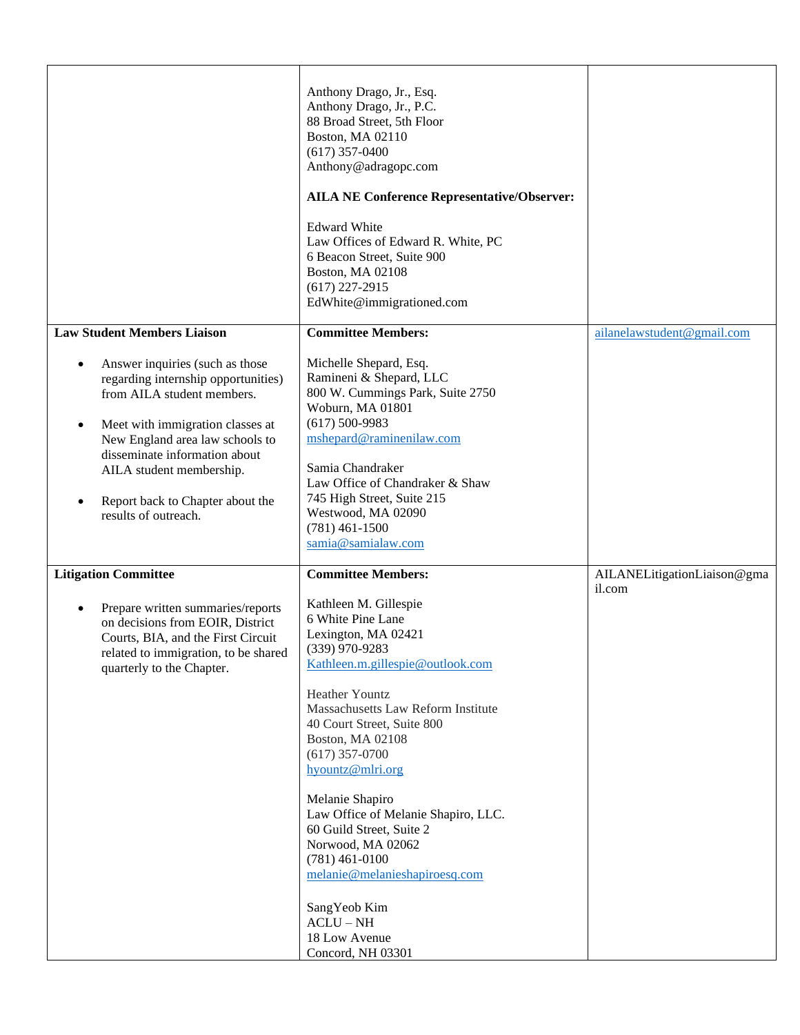| | | |
|---|---|---|
| | Anthony Drago, Jr., Esq.<br>Anthony Drago, Jr., P.C.<br>88 Broad Street, 5th Floor<br>Boston, MA 02110<br>(617) 357-0400<br>Anthony@adragopc.com<br><br>**AILA NE Conference Representative/Observer:**<br><br>Edward White<br>Law Offices of Edward R. White, PC<br>6 Beacon Street, Suite 900<br>Boston, MA 02108<br>(617) 227-2915<br>EdWhite@immigrationed.com | |
| **Law Student Members Liaison**<br><br>• Answer inquiries (such as those regarding internship opportunities) from AILA student members.<br><br>• Meet with immigration classes at New England area law schools to disseminate information about AILA student membership.<br><br>• Report back to Chapter about the results of outreach. | **Committee Members:**<br><br>Michelle Shepard, Esq.<br>Ramineni & Shepard, LLC<br>800 W. Cummings Park, Suite 2750<br>Woburn, MA 01801<br>(617) 500-9983<br>mshepard@raminenilaw.com<br><br>Samia Chandraker<br>Law Office of Chandraker & Shaw<br>745 High Street, Suite 215<br>Westwood, MA 02090<br>(781) 461-1500<br>samia@samialaw.com | ailanelawstudent@gmail.com |
| **Litigation Committee**<br><br>• Prepare written summaries/reports on decisions from EOIR, District Courts, BIA, and the First Circuit related to immigration, to be shared quarterly to the Chapter. | **Committee Members:**<br><br>Kathleen M. Gillespie<br>6 White Pine Lane<br>Lexington, MA 02421<br>(339) 970-9283<br>Kathleen.m.gillespie@outlook.com<br><br>Heather Yountz<br>Massachusetts Law Reform Institute<br>40 Court Street, Suite 800<br>Boston, MA 02108<br>(617) 357-0700<br>hyountz@mlri.org<br><br>Melanie Shapiro<br>Law Office of Melanie Shapiro, LLC.<br>60 Guild Street, Suite 2<br>Norwood, MA 02062<br>(781) 461-0100<br>melanie@melanieshapiroesq.com<br><br>SangYeob Kim<br>ACLU – NH<br>18 Low Avenue<br>Concord, NH 03301 | AILANELitigationLiaison@gmail.com |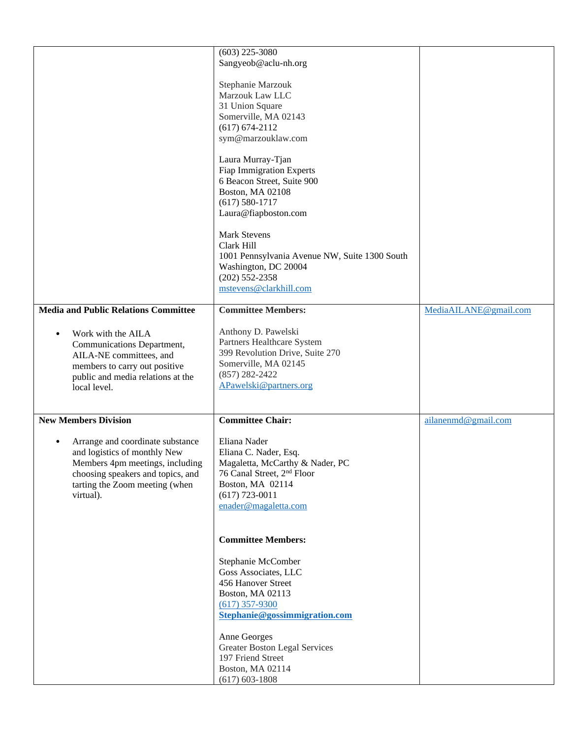| | | |
|---|---|---|
| | (603) 225-3080<br>Sangyeob@aclu-nh.org<br><br>Stephanie Marzouk<br>Marzouk Law LLC<br>31 Union Square<br>Somerville, MA 02143<br>(617) 674-2112<br>sym@marzouklaw.com<br><br>Laura Murray-Tjan<br>Fiap Immigration Experts<br>6 Beacon Street, Suite 900<br>Boston, MA 02108<br>(617) 580-1717<br>Laura@fiapboston.com<br><br>Mark Stevens<br>Clark Hill<br>1001 Pennsylvania Avenue NW, Suite 1300 South<br>Washington, DC 20004<br>(202) 552-2358<br>mstevens@clarkhill.com | |
| **Media and Public Relations Committee**<br><br>• Work with the AILA Communications Department, AILA-NE committees, and members to carry out positive public and media relations at the local level. | **Committee Members:**<br><br>Anthony D. Pawelski<br>Partners Healthcare System<br>399 Revolution Drive, Suite 270<br>Somerville, MA 02145<br>(857) 282-2422<br>APawelski@partners.org | MediaAILANE@gmail.com |
| **New Members Division**<br><br>• Arrange and coordinate substance and logistics of monthly New Members 4pm meetings, including choosing speakers and topics, and tarting the Zoom meeting (when virtual). | **Committee Chair:**<br><br>Eliana Nader<br>Eliana C. Nader, Esq.<br>Magaletta, McCarthy & Nader, PC<br>76 Canal Street, 2nd Floor<br>Boston, MA 02114<br>(617) 723-0011<br>enader@magaletta.com<br><br>**Committee Members:**<br><br>Stephanie McComber<br>Goss Associates, LLC<br>456 Hanover Street<br>Boston, MA 02113<br>(617) 357-9300<br>**Stephanie@gossimmigration.com**<br><br>Anne Georges<br>Greater Boston Legal Services<br>197 Friend Street<br>Boston, MA 02114<br>(617) 603-1808 | ailanenmd@gmail.com |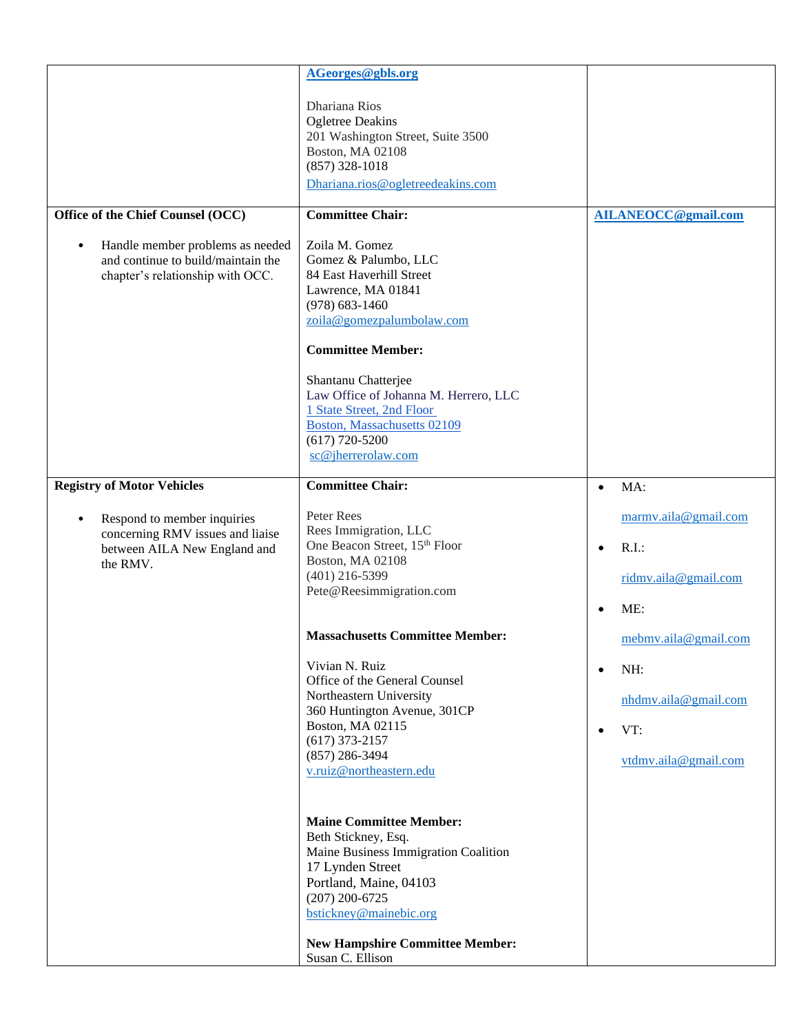| | | |
|---|---|---|
| | **AGeorges@gbls.org**<br><br>Dhariana Rios<br>Ogletree Deakins<br>201 Washington Street, Suite 3500<br>Boston, MA 02108<br>(857) 328-1018<br>Dhariana.rios@ogletreedeakins.com | |
| **Office of the Chief Counsel (OCC)**<br><br>• Handle member problems as needed and continue to build/maintain the chapter's relationship with OCC. | **Committee Chair:**<br><br>Zoila M. Gomez<br>Gomez & Palumbo, LLC<br>84 East Haverhill Street<br>Lawrence, MA 01841<br>(978) 683-1460<br>zoila@gomezpalumbolaw.com<br><br>**Committee Member:**<br><br>Shantanu Chatterjee<br>Law Office of Johanna M. Herrero, LLC<br>1 State Street, 2nd Floor<br>Boston, Massachusetts 02109<br>(617) 720-5200<br>sc@jherrerolaw.com | **AILANEOCC@gmail.com** |
| **Registry of Motor Vehicles**<br><br>• Respond to member inquiries concerning RMV issues and liaise between AILA New England and the RMV. | **Committee Chair:**<br><br>Peter Rees<br>Rees Immigration, LLC<br>One Beacon Street, 15th Floor<br>Boston, MA 02108<br>(401) 216-5399<br>Pete@Reesimmigration.com<br><br>**Massachusetts Committee Member:**<br><br>Vivian N. Ruiz<br>Office of the General Counsel<br>Northeastern University<br>360 Huntington Avenue, 301CP<br>Boston, MA 02115<br>(617) 373-2157<br>(857) 286-3494<br>v.ruiz@northeastern.edu<br><br>**Maine Committee Member:**<br>Beth Stickney, Esq.<br>Maine Business Immigration Coalition<br>17 Lynden Street<br>Portland, Maine, 04103<br>(207) 200-6725<br>bstickney@mainebic.org<br><br>**New Hampshire Committee Member:**<br>Susan C. Ellison | • MA:<br>marmv.aila@gmail.com<br>• R.I.:<br>ridmv.aila@gmail.com<br>• ME:<br>mebmv.aila@gmail.com<br>• NH:<br>nhdmv.aila@gmail.com<br>• VT:<br>vtdmv.aila@gmail.com |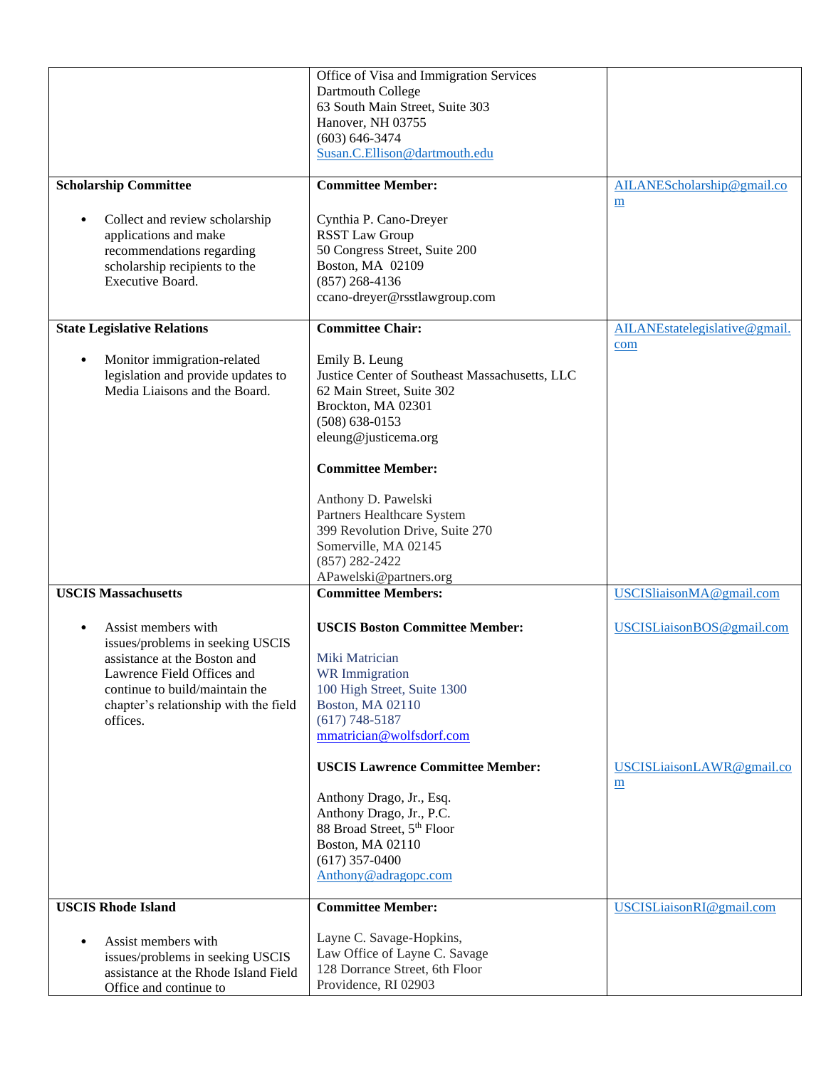| | | |
|---|---|---|
| | Office of Visa and Immigration Services<br>Dartmouth College<br>63 South Main Street, Suite 303<br>Hanover, NH 03755<br>(603) 646-3474<br>Susan.C.Ellison@dartmouth.edu | |
| **Scholarship Committee**<br><br>• Collect and review scholarship applications and make recommendations regarding scholarship recipients to the Executive Board. | **Committee Member:**<br><br>Cynthia P. Cano-Dreyer<br>RSST Law Group<br>50 Congress Street, Suite 200<br>Boston, MA 02109<br>(857) 268-4136<br>ccano-dreyer@rsstlawgroup.com | AILANEScholarship@gmail.com |
| **State Legislative Relations**<br><br>• Monitor immigration-related legislation and provide updates to Media Liaisons and the Board. | **Committee Chair:**<br><br>Emily B. Leung<br>Justice Center of Southeast Massachusetts, LLC<br>62 Main Street, Suite 302<br>Brockton, MA 02301<br>(508) 638-0153<br>eleung@justicema.org<br><br>**Committee Member:**<br><br>Anthony D. Pawelski<br>Partners Healthcare System<br>399 Revolution Drive, Suite 270<br>Somerville, MA 02145<br>(857) 282-2422<br>APawelski@partners.org | AILANEstatelegislative@gmail.com |
| **USCIS Massachusetts**<br><br>• Assist members with issues/problems in seeking USCIS assistance at the Boston and Lawrence Field Offices and continue to build/maintain the chapter's relationship with the field offices. | **Committee Members:**<br><br>**USCIS Boston Committee Member:**<br><br>Miki Matrician<br>WR Immigration<br>100 High Street, Suite 1300<br>Boston, MA 02110<br>(617) 748-5187<br>mmatrician@wolfsdorf.com<br><br>**USCIS Lawrence Committee Member:**<br><br>Anthony Drago, Jr., Esq.<br>Anthony Drago, Jr., P.C.<br>88 Broad Street, 5th Floor<br>Boston, MA 02110<br>(617) 357-0400<br>Anthony@adragopc.com | USCISliaisonMA@gmail.com<br><br>USCISLiaisonBOS@gmail.com<br><br>USCISLiaisonLAWR@gmail.com |
| **USCIS Rhode Island**<br><br>• Assist members with issues/problems in seeking USCIS assistance at the Rhode Island Field Office and continue to | **Committee Member:**<br><br>Layne C. Savage-Hopkins,<br>Law Office of Layne C. Savage<br>128 Dorrance Street, 6th Floor<br>Providence, RI 02903 | USCISLiaisonRI@gmail.com |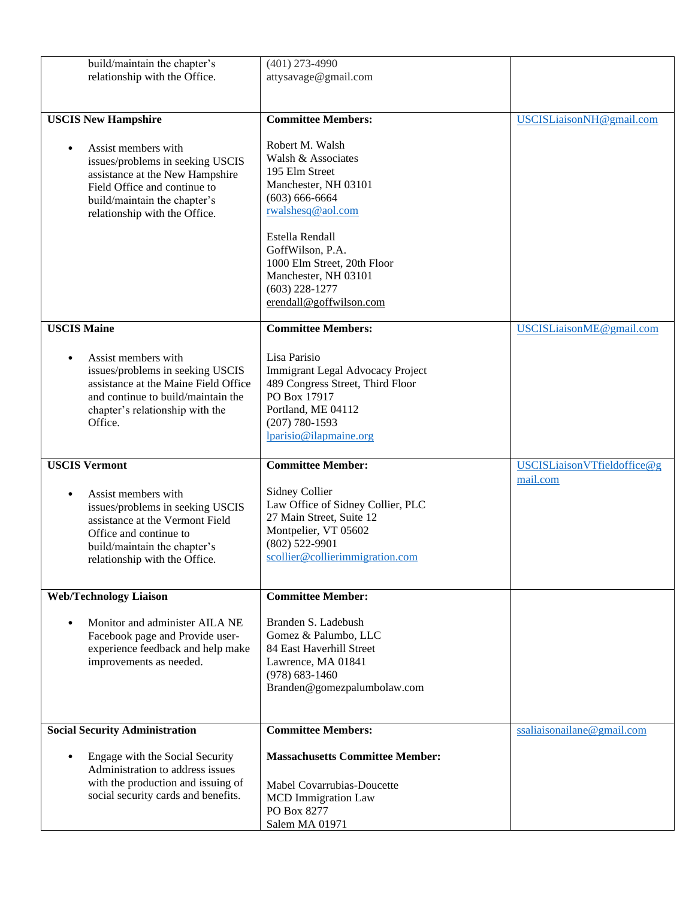| | | |
|---|---|---|
| build/maintain the chapter's relationship with the Office. | (401) 273-4990<br>attysavage@gmail.com | |
| **USCIS New Hampshire**<br><br>• Assist members with issues/problems in seeking USCIS assistance at the New Hampshire Field Office and continue to build/maintain the chapter's relationship with the Office. | **Committee Members:**<br><br>Robert M. Walsh<br>Walsh & Associates<br>195 Elm Street<br>Manchester, NH 03101<br>(603) 666-6664<br>rwalshesq@aol.com<br><br>Estella Rendall<br>GoffWilson, P.A.<br>1000 Elm Street, 20th Floor<br>Manchester, NH 03101<br>(603) 228-1277<br>erendall@goffwilson.com | USCISLiaisonNH@gmail.com |
| **USCIS Maine**<br><br>• Assist members with issues/problems in seeking USCIS assistance at the Maine Field Office and continue to build/maintain the chapter's relationship with the Office. | **Committee Members:**<br><br>Lisa Parisio<br>Immigrant Legal Advocacy Project<br>489 Congress Street, Third Floor<br>PO Box 17917<br>Portland, ME 04112<br>(207) 780-1593<br>lparisio@ilapmaine.org | USCISLiaisonME@gmail.com |
| **USCIS Vermont**<br><br>• Assist members with issues/problems in seeking USCIS assistance at the Vermont Field Office and continue to build/maintain the chapter's relationship with the Office. | **Committee Member:**<br><br>Sidney Collier<br>Law Office of Sidney Collier, PLC<br>27 Main Street, Suite 12<br>Montpelier, VT 05602<br>(802) 522-9901<br>scollier@collierimmigration.com | USCISLiaisonVTfieldoffice@gmail.com |
| **Web/Technology Liaison**<br><br>• Monitor and administer AILA NE Facebook page and Provide user-experience feedback and help make improvements as needed. | **Committee Member:**<br><br>Branden S. Ladebush<br>Gomez & Palumbo, LLC<br>84 East Haverhill Street<br>Lawrence, MA 01841<br>(978) 683-1460<br>Branden@gomezpalumbolaw.com | |
| **Social Security Administration**<br><br>• Engage with the Social Security Administration to address issues with the production and issuing of social security cards and benefits. | **Committee Members:**<br><br>**Massachusetts Committee Member:**<br><br>Mabel Covarrubias-Doucette<br>MCD Immigration Law<br>PO Box 8277<br>Salem MA 01971 | ssaliaisonailane@gmail.com |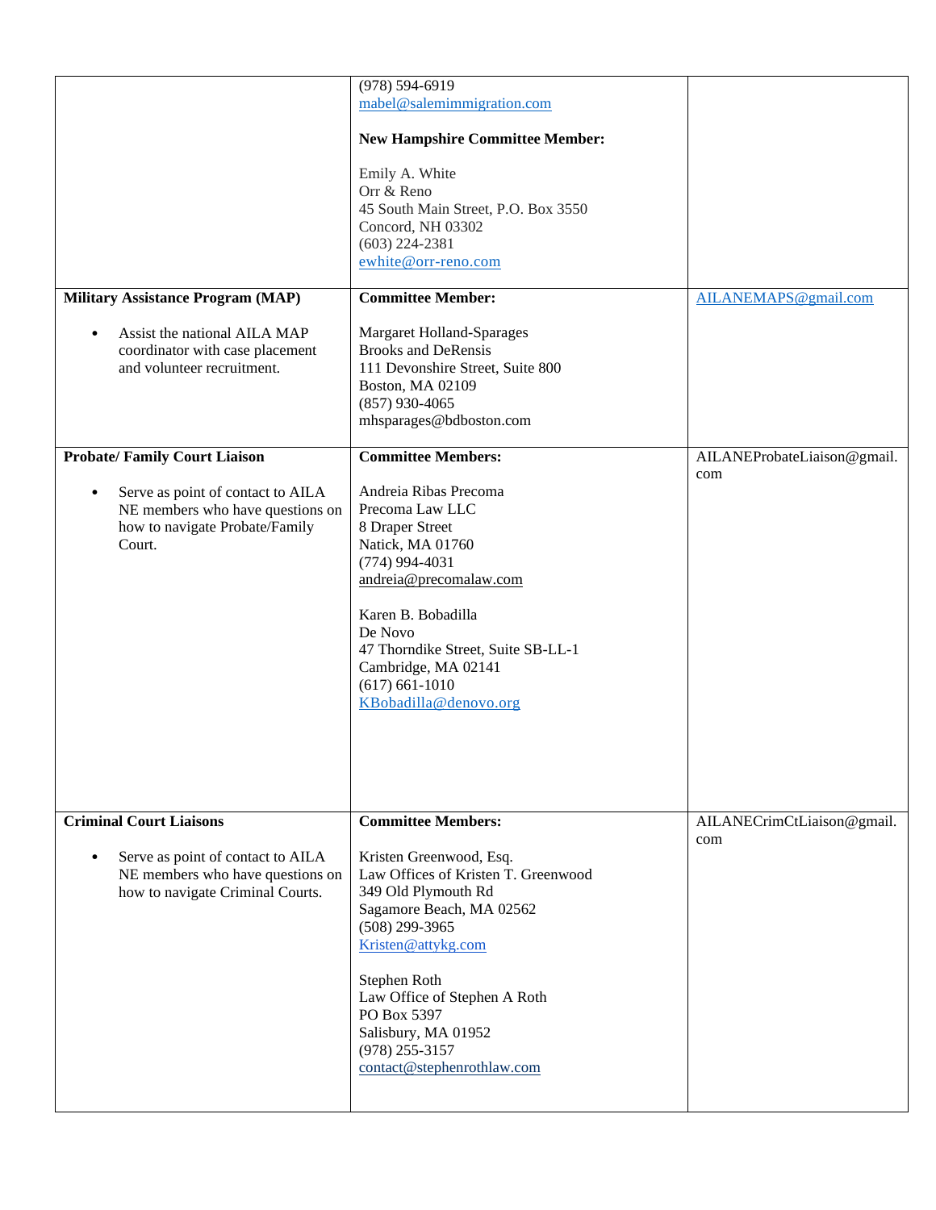| | | |
|---|---|---|
| | (978) 594-6919<br>mabel@salemimmigration.com<br><br>**New Hampshire Committee Member:**<br><br>Emily A. White<br>Orr & Reno<br>45 South Main Street, P.O. Box 3550<br>Concord, NH 03302<br>(603) 224-2381<br>ewhite@orr-reno.com | |
| **Military Assistance Program (MAP)**<br><br>• Assist the national AILA MAP coordinator with case placement and volunteer recruitment. | **Committee Member:**<br><br>Margaret Holland-Sparages<br>Brooks and DeRensis<br>111 Devonshire Street, Suite 800<br>Boston, MA 02109<br>(857) 930-4065<br>mhsparages@bdboston.com | AILANEMAPS@gmail.com |
| **Probate/ Family Court Liaison**<br><br>• Serve as point of contact to AILA NE members who have questions on how to navigate Probate/Family Court. | **Committee Members:**<br><br>Andreia Ribas Precoma<br>Precoma Law LLC<br>8 Draper Street<br>Natick, MA 01760<br>(774) 994-4031<br>andreia@precomalaw.com<br><br>Karen B. Bobadilla<br>De Novo<br>47 Thorndike Street, Suite SB-LL-1<br>Cambridge, MA 02141<br>(617) 661-1010<br>KBobadilla@denovo.org | AILANEProbateLiaison@gmail.com |
| **Criminal Court Liaisons**<br><br>• Serve as point of contact to AILA NE members who have questions on how to navigate Criminal Courts. | **Committee Members:**<br><br>Kristen Greenwood, Esq.<br>Law Offices of Kristen T. Greenwood<br>349 Old Plymouth Rd<br>Sagamore Beach, MA 02562<br>(508) 299-3965<br>Kristen@attykg.com<br><br>Stephen Roth<br>Law Office of Stephen A Roth<br>PO Box 5397<br>Salisbury, MA 01952<br>(978) 255-3157<br>contact@stephenrothlaw.com | AILANECrimCtLiaison@gmail.com |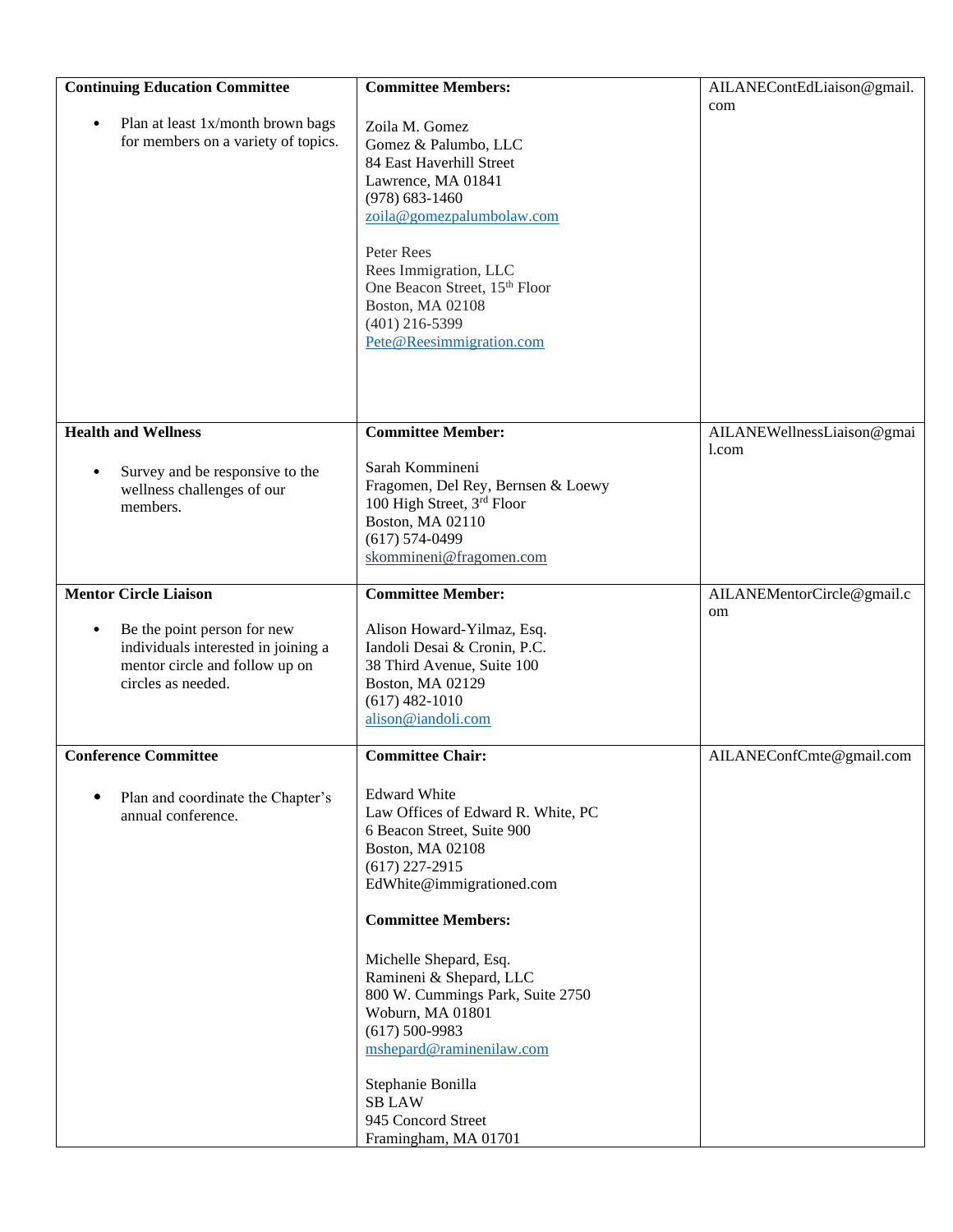| | | |
|---|---|---|
| **Continuing Education Committee**<br><br>• Plan at least 1x/month brown bags for members on a variety of topics. | **Committee Members:**<br><br>Zoila M. Gomez<br>Gomez & Palumbo, LLC<br>84 East Haverhill Street<br>Lawrence, MA 01841<br>(978) 683-1460<br>zoila@gomezpalumbolaw.com<br><br>Peter Rees<br>Rees Immigration, LLC<br>One Beacon Street, 15th Floor<br>Boston, MA 02108<br>(401) 216-5399<br>Pete@Reesimmigration.com | AILANEContEdLiaison@gmail.com |
| **Health and Wellness**<br><br>• Survey and be responsive to the wellness challenges of our members. | **Committee Member:**<br><br>Sarah Kommineni<br>Fragomen, Del Rey, Bernsen & Loewy<br>100 High Street, 3rd Floor<br>Boston, MA 02110<br>(617) 574-0499<br>skommineni@fragomen.com | AILANEWellnessLiaison@gmail.com |
| **Mentor Circle Liaison**<br><br>• Be the point person for new individuals interested in joining a mentor circle and follow up on circles as needed. | **Committee Member:**<br><br>Alison Howard-Yilmaz, Esq.<br>Iandoli Desai & Cronin, P.C.<br>38 Third Avenue, Suite 100<br>Boston, MA 02129<br>(617) 482-1010<br>alison@iandoli.com | AILANEMentorCircle@gmail.com |
| **Conference Committee**<br><br>• Plan and coordinate the Chapter's annual conference. | **Committee Chair:**<br><br>Edward White<br>Law Offices of Edward R. White, PC<br>6 Beacon Street, Suite 900<br>Boston, MA 02108<br>(617) 227-2915<br>EdWhite@immigrationed.com<br><br>**Committee Members:**<br><br>Michelle Shepard, Esq.<br>Ramineni & Shepard, LLC<br>800 W. Cummings Park, Suite 2750<br>Woburn, MA 01801<br>(617) 500-9983<br>mshepard@raminenilaw.com<br><br>Stephanie Bonilla<br>SB LAW<br>945 Concord Street<br>Framingham, MA 01701 | AILANEConfCmte@gmail.com |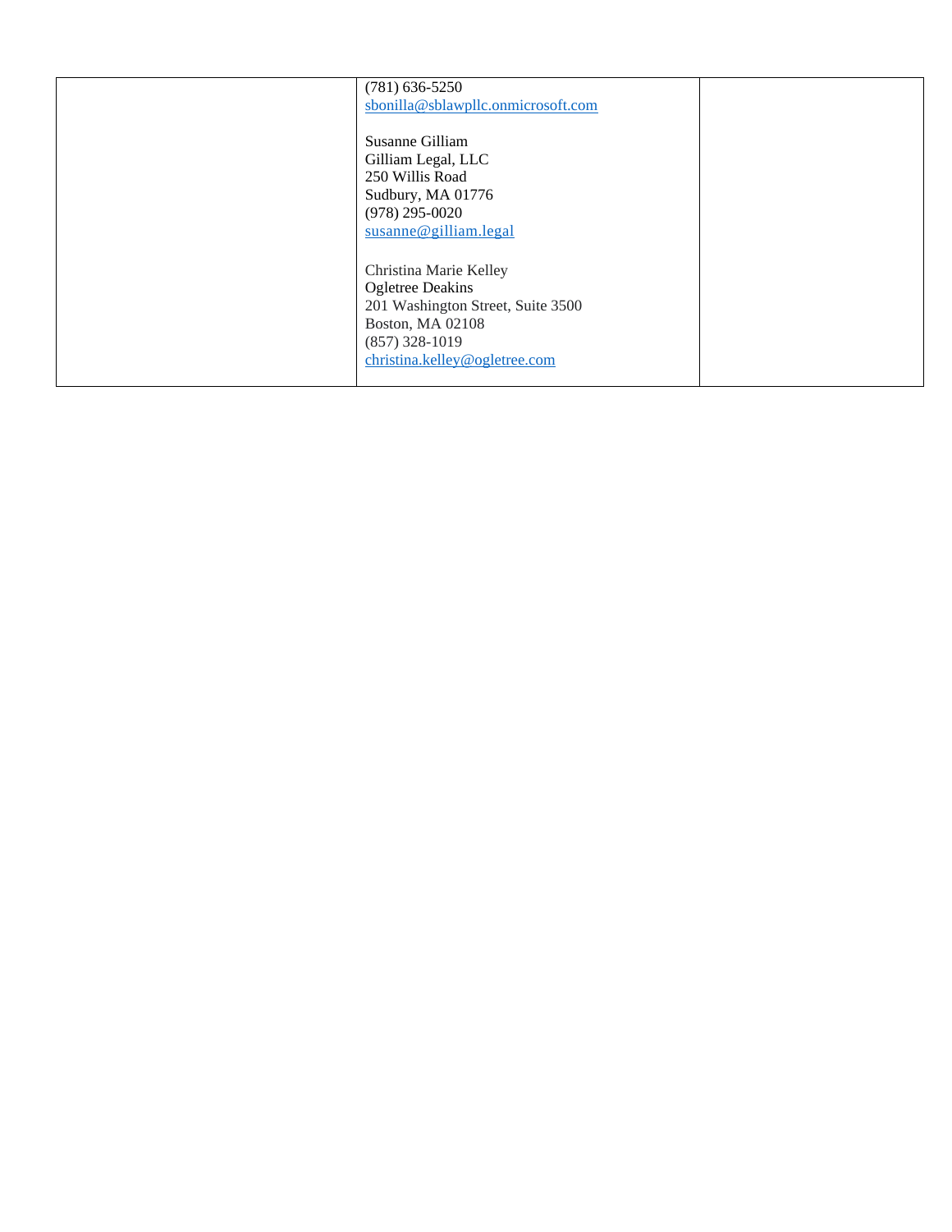| | | |
|---|---|---|
| | (781) 636-5250<br>sbonilla@sblawpllc.onmicrosoft.com<br><br>Susanne Gilliam<br>Gilliam Legal, LLC<br>250 Willis Road<br>Sudbury, MA 01776<br>(978) 295-0020<br>susanne@gilliam.legal<br><br>Christina Marie Kelley<br>Ogletree Deakins<br>201 Washington Street, Suite 3500<br>Boston, MA 02108<br>(857) 328-1019<br>christina.kelley@ogletree.com | |